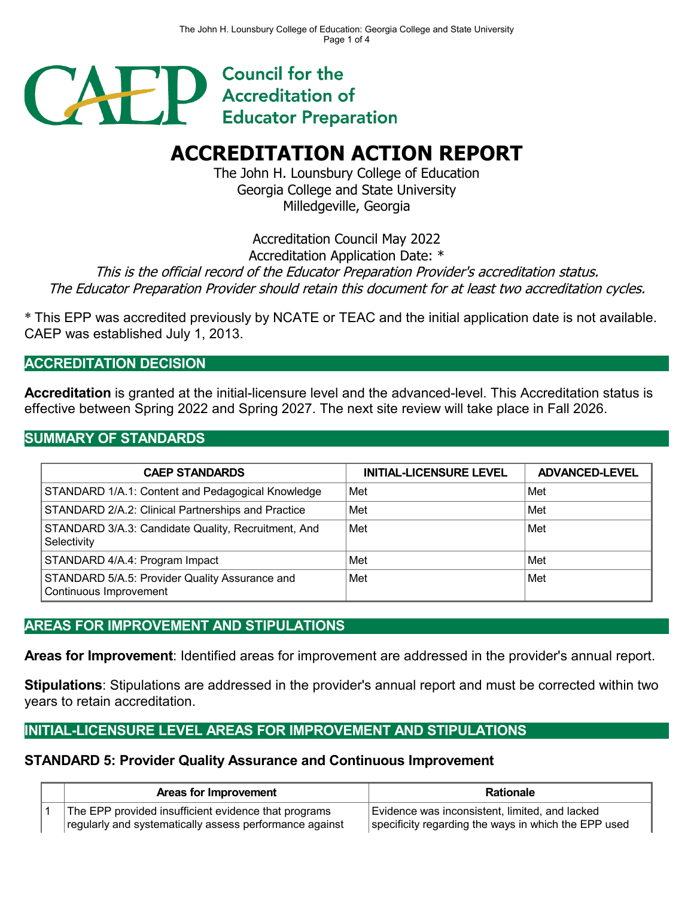Council for the Accreditation of Educator Preparation

# ACCREDITATION ACTION REPORT

The John H. Lounsbury College of Education
Georgia College and State University
Milledgeville, Georgia

Accreditation Council May 2022
Accreditation Application Date: *

*This is the official record of the Educator Preparation Provider's accreditation status.*
*The Educator Preparation Provider should retain this document for at least two accreditation cycles.*

* This EPP was accredited previously by NCATE or TEAC and the initial application date is not available. CAEP was established July 1, 2013.

## ACCREDITATION DECISION

**Accreditation** is granted at the initial-licensure level and the advanced-level. This Accreditation status is effective between Spring 2022 and Spring 2027. The next site review will take place in Fall 2026.

## SUMMARY OF STANDARDS

| CAEP STANDARDS | INITIAL-LICENSURE LEVEL | ADVANCED-LEVEL |
|---|---|---|
| STANDARD 1/A.1: Content and Pedagogical Knowledge | Met | Met |
| STANDARD 2/A.2: Clinical Partnerships and Practice | Met | Met |
| STANDARD 3/A.3: Candidate Quality, Recruitment, And Selectivity | Met | Met |
| STANDARD 4/A.4: Program Impact | Met | Met |
| STANDARD 5/A.5: Provider Quality Assurance and Continuous Improvement | Met | Met |

## AREAS FOR IMPROVEMENT AND STIPULATIONS

**Areas for Improvement**: Identified areas for improvement are addressed in the provider's annual report.

**Stipulations**: Stipulations are addressed in the provider's annual report and must be corrected within two years to retain accreditation.

## INITIAL-LICENSURE LEVEL AREAS FOR IMPROVEMENT AND STIPULATIONS

### STANDARD 5: Provider Quality Assurance and Continuous Improvement

| | Areas for Improvement | Rationale |
|---|---|---|
| 1 | The EPP provided insufficient evidence that programs regularly and systematically assess performance against | Evidence was inconsistent, limited, and lacked specificity regarding the ways in which the EPP used |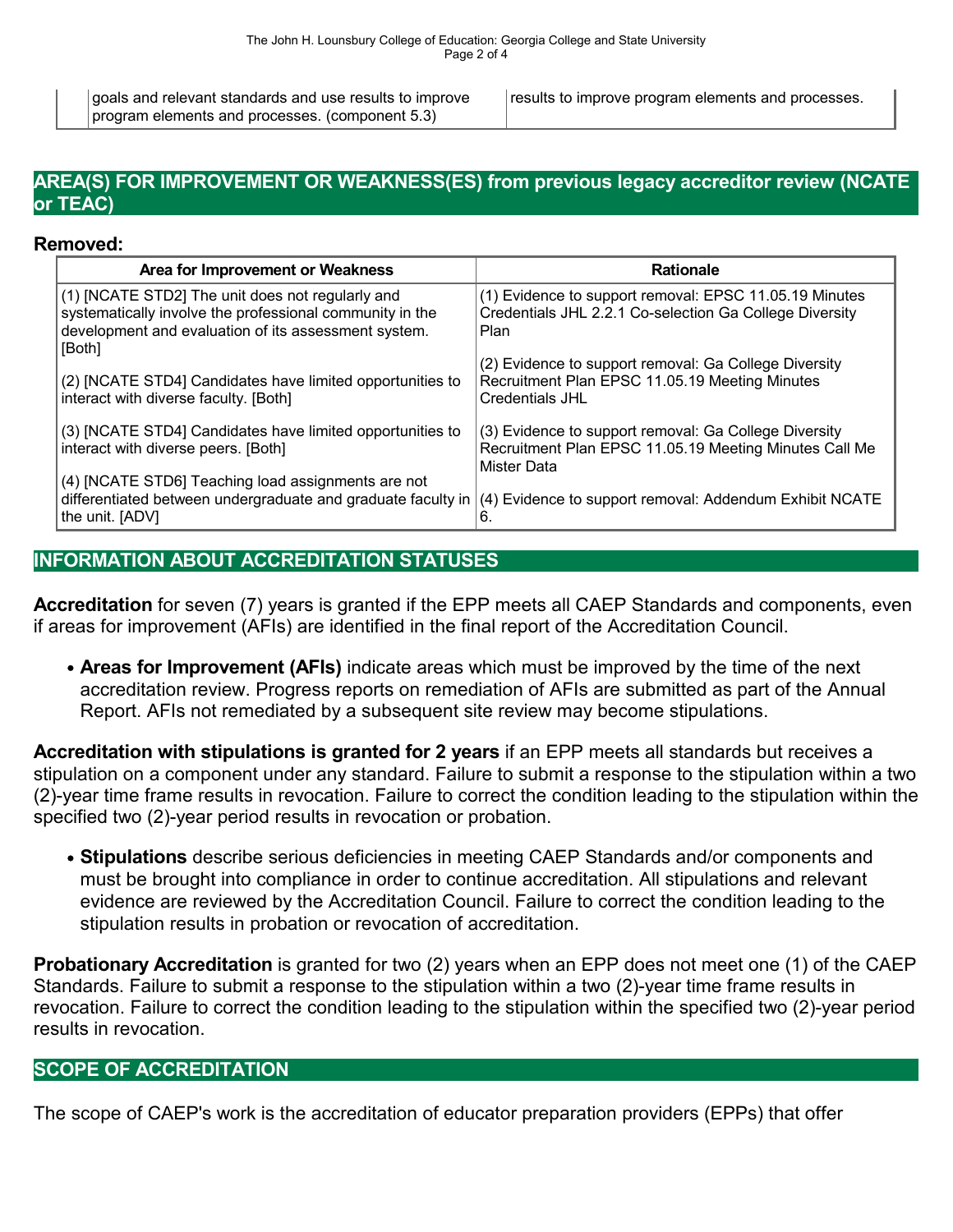| goals and relevant standards and use results to improve program elements and processes. (component 5.3) | results to improve program elements and processes. |
|---|---|

## AREA(S) FOR IMPROVEMENT OR WEAKNESS(ES) from previous legacy accreditor review (NCATE or TEAC)

**Removed:**

| Area for Improvement or Weakness | Rationale |
|---|---|
| (1) [NCATE STD2] The unit does not regularly and systematically involve the professional community in the development and evaluation of its assessment system. [Both] | (1) Evidence to support removal: EPSC 11.05.19 Minutes Credentials JHL 2.2.1 Co-selection Ga College Diversity Plan |
| (2) [NCATE STD4] Candidates have limited opportunities to interact with diverse faculty. [Both] | (2) Evidence to support removal: Ga College Diversity Recruitment Plan EPSC 11.05.19 Meeting Minutes Credentials JHL |
| (3) [NCATE STD4] Candidates have limited opportunities to interact with diverse peers. [Both] | (3) Evidence to support removal: Ga College Diversity Recruitment Plan EPSC 11.05.19 Meeting Minutes Call Me Mister Data |
| (4) [NCATE STD6] Teaching load assignments are not differentiated between undergraduate and graduate faculty in the unit. [ADV] | (4) Evidence to support removal: Addendum Exhibit NCATE 6. |

## INFORMATION ABOUT ACCREDITATION STATUSES

**Accreditation** for seven (7) years is granted if the EPP meets all CAEP Standards and components, even if areas for improvement (AFIs) are identified in the final report of the Accreditation Council.

- **Areas for Improvement (AFIs)** indicate areas which must be improved by the time of the next accreditation review. Progress reports on remediation of AFIs are submitted as part of the Annual Report. AFIs not remediated by a subsequent site review may become stipulations.

**Accreditation with stipulations is granted for 2 years** if an EPP meets all standards but receives a stipulation on a component under any standard. Failure to submit a response to the stipulation within a two (2)-year time frame results in revocation. Failure to correct the condition leading to the stipulation within the specified two (2)-year period results in revocation or probation.

- **Stipulations** describe serious deficiencies in meeting CAEP Standards and/or components and must be brought into compliance in order to continue accreditation. All stipulations and relevant evidence are reviewed by the Accreditation Council. Failure to correct the condition leading to the stipulation results in probation or revocation of accreditation.

**Probationary Accreditation** is granted for two (2) years when an EPP does not meet one (1) of the CAEP Standards. Failure to submit a response to the stipulation within a two (2)-year time frame results in revocation. Failure to correct the condition leading to the stipulation within the specified two (2)-year period results in revocation.

## SCOPE OF ACCREDITATION

The scope of CAEP's work is the accreditation of educator preparation providers (EPPs) that offer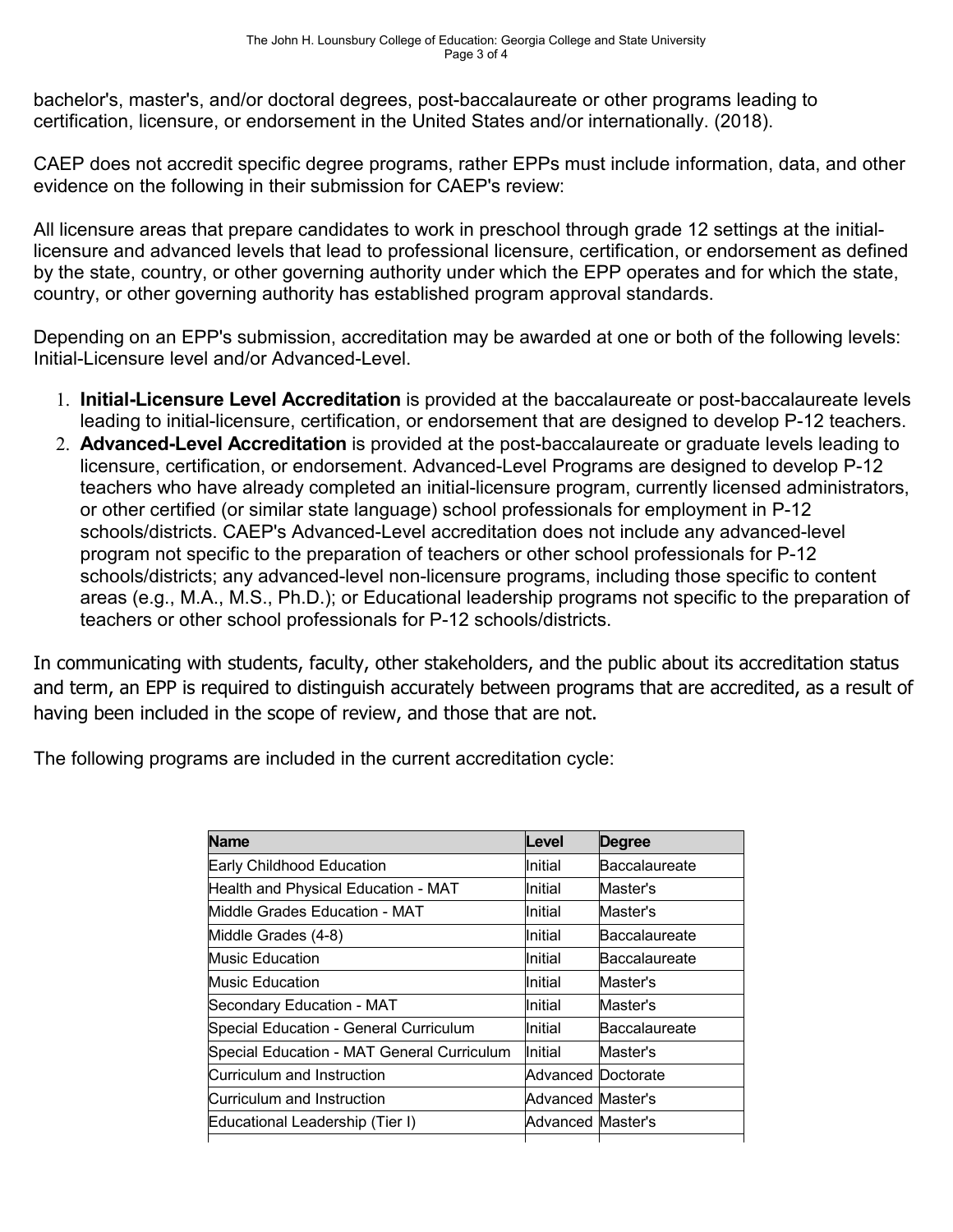bachelor's, master's, and/or doctoral degrees, post-baccalaureate or other programs leading to certification, licensure, or endorsement in the United States and/or internationally. (2018).

CAEP does not accredit specific degree programs, rather EPPs must include information, data, and other evidence on the following in their submission for CAEP's review:

All licensure areas that prepare candidates to work in preschool through grade 12 settings at the initial-licensure and advanced levels that lead to professional licensure, certification, or endorsement as defined by the state, country, or other governing authority under which the EPP operates and for which the state, country, or other governing authority has established program approval standards.

Depending on an EPP's submission, accreditation may be awarded at one or both of the following levels: Initial-Licensure level and/or Advanced-Level.

1. **Initial-Licensure Level Accreditation** is provided at the baccalaureate or post-baccalaureate levels leading to initial-licensure, certification, or endorsement that are designed to develop P-12 teachers.
2. **Advanced-Level Accreditation** is provided at the post-baccalaureate or graduate levels leading to licensure, certification, or endorsement. Advanced-Level Programs are designed to develop P-12 teachers who have already completed an initial-licensure program, currently licensed administrators, or other certified (or similar state language) school professionals for employment in P-12 schools/districts. CAEP's Advanced-Level accreditation does not include any advanced-level program not specific to the preparation of teachers or other school professionals for P-12 schools/districts; any advanced-level non-licensure programs, including those specific to content areas (e.g., M.A., M.S., Ph.D.); or Educational leadership programs not specific to the preparation of teachers or other school professionals for P-12 schools/districts.

In communicating with students, faculty, other stakeholders, and the public about its accreditation status and term, an EPP is required to distinguish accurately between programs that are accredited, as a result of having been included in the scope of review, and those that are not.

The following programs are included in the current accreditation cycle:

| Name | Level | Degree |
|---|---|---|
| Early Childhood Education | Initial | Baccalaureate |
| Health and Physical Education - MAT | Initial | Master's |
| Middle Grades Education - MAT | Initial | Master's |
| Middle Grades (4-8) | Initial | Baccalaureate |
| Music Education | Initial | Baccalaureate |
| Music Education | Initial | Master's |
| Secondary Education - MAT | Initial | Master's |
| Special Education - General Curriculum | Initial | Baccalaureate |
| Special Education - MAT General Curriculum | Initial | Master's |
| Curriculum and Instruction | Advanced | Doctorate |
| Curriculum and Instruction | Advanced | Master's |
| Educational Leadership (Tier I) | Advanced | Master's |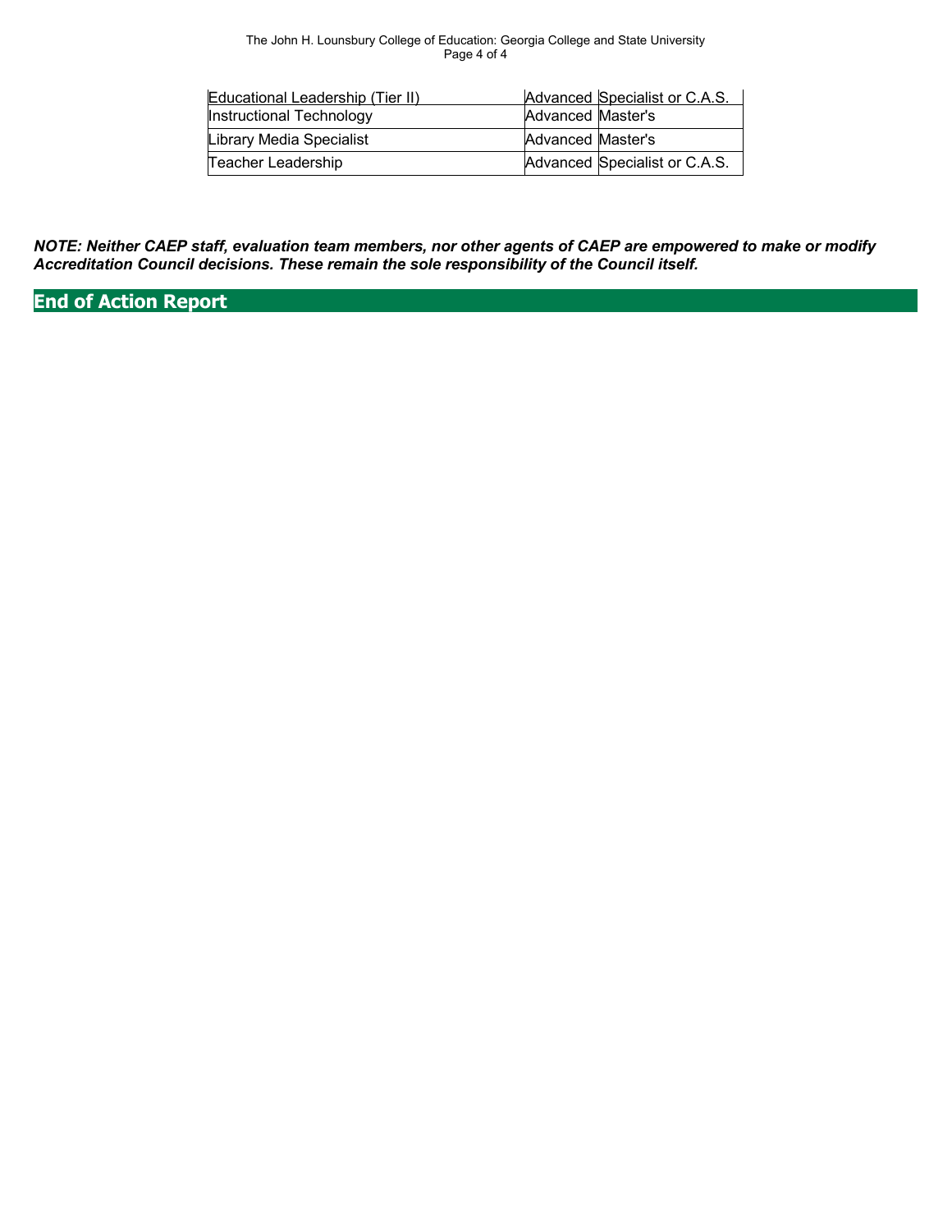| | | |
|---|---|---|
| Educational Leadership (Tier II) | Advanced | Specialist or C.A.S. |
| Instructional Technology | Advanced | Master's |
| Library Media Specialist | Advanced | Master's |
| Teacher Leadership | Advanced | Specialist or C.A.S. |

***NOTE: Neither CAEP staff, evaluation team members, nor other agents of CAEP are empowered to make or modify Accreditation Council decisions. These remain the sole responsibility of the Council itself.***

## End of Action Report